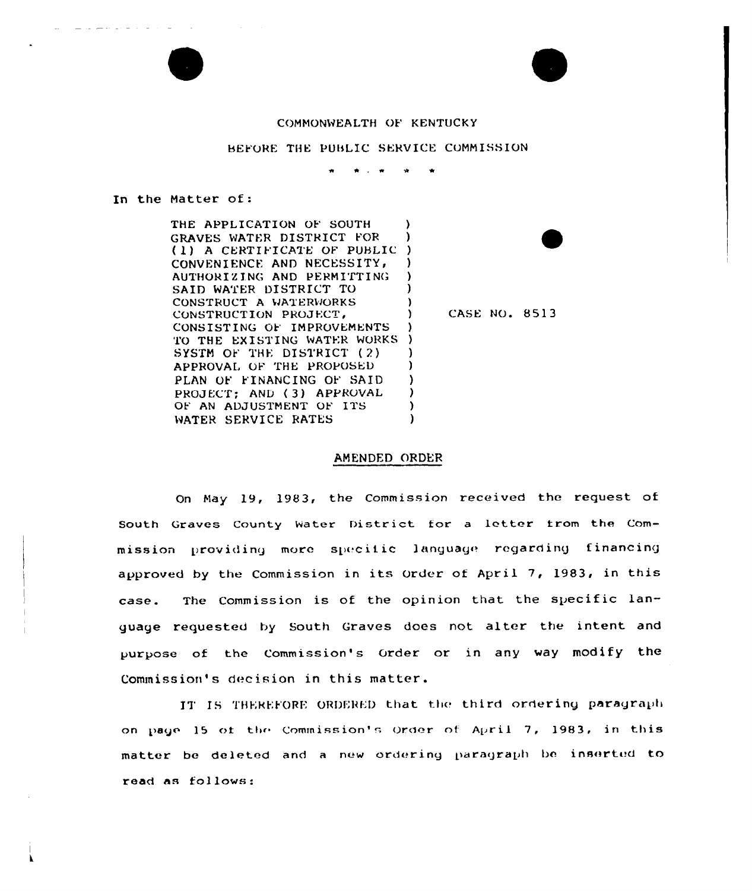COMMONWEALTH OF KENTUCKY

BEFORE THE PUBLIC SERVICE COMMISSION

\* \* . \* \* \*

In the Matter of:

THE APPLICATION OF SOUTH GRAVES WATER DISTRICT FOR (1) A CERTIFICATE OF PUBLIC CONVENIENCE AND NECESSITY, AUTHORIZING AND PERMITTING SAID WATER DISTRICT TO CONSTRUCT A WATERWORKS CONSTRUCTION PROJECT, CONSISTING OF IMPROVEMENTS TO THE EXISTING WATER WORKS SYSTM OF THE DISTRICT (2) APPROVAL OF THE PROPOSED PLAN OF FINANCING OF SAID PROJECT; AND (3) APPROVAL OF AN ADJUSTMENT OF ITS WATER SERVICE RATES )

CASE NO. 8513

## AMENDED ORDER

On May 19, 1983, the Commission received the request of South Graves County Water District for a letter from the Commission providing more specific language regarding financing approved by the Commission in its Order of April 7, 1983, in this case. The Commission is of the opinion that the specific language requested by South Graves does not alter the intent and purpose of the Commission's Order or in any way modify the Commission's decision in this matter.

IT IS THEREFORE ORDERED that the third ordering paragraph on page 15 of the Commission's Order of April 7, 1983, in this matter be deleted and a new ordering paragraph be inserted to read as follows: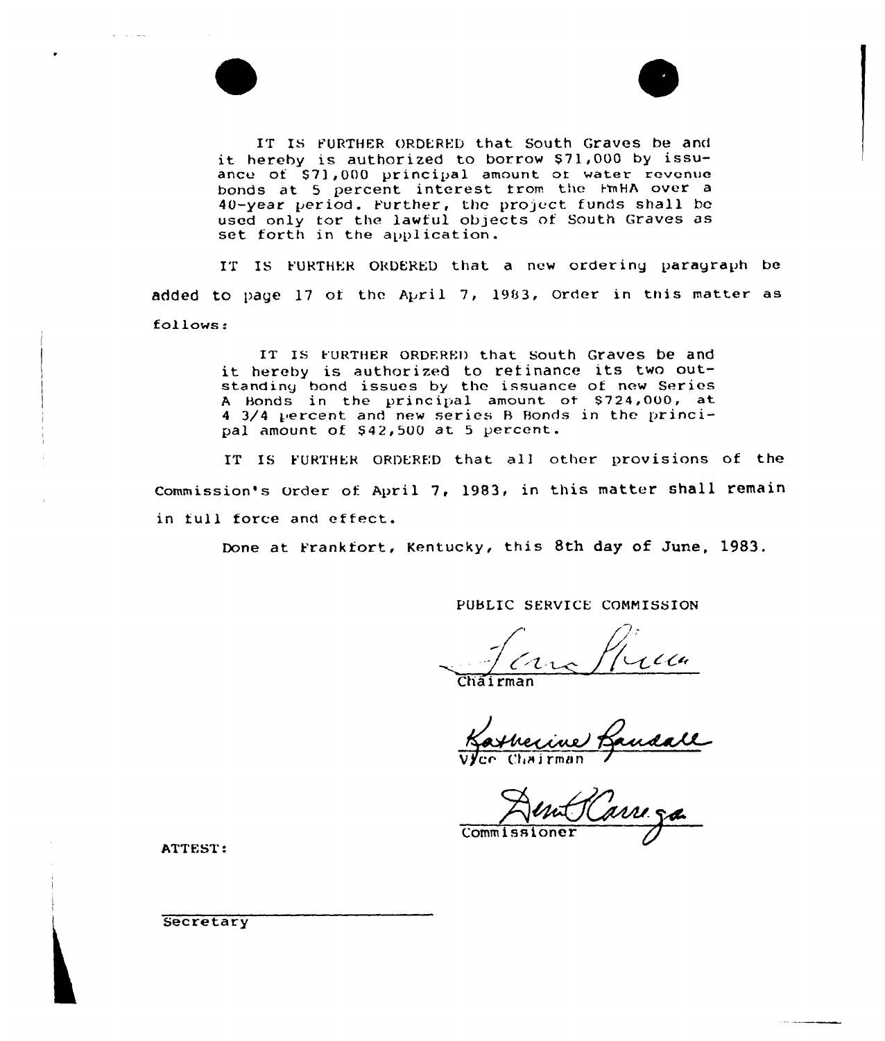IT IS FURTHER ORDERED that South Graves be and it hereby is authorized to borrow $71,000 by issuance of $71,000 principal amount of water revenue bonds at 5 percent interest from the FmHA over a 40-year period. Further, the project funds shall be used only for the lawful objects of South Graves as set forth in the application.

IT IS FURTHER ORDERED that a new ordering paragraph be added to page 17 of the April 7, 1983, Order in this matter as follows:

IT IS FURTHER ORDERED that South Graves be and it hereby is authorized to refinance its two outstanding bond issues by the issuance of new Series A Bonds in the principal amount of $724,000, at 4 3/4 percent and new series B Bonds in the principal amount of $42,500 at 5 percent.

IT IS FURTHER ORDERED that all other provisions of the Commission's Order of April 7, 1983, in this matter shall remain in full force and effect.

Done at Frankfort, Kentucky, this 8th day of June, 1983.

PUBLIC SERVICE COMMISSION

Chairman

Vice Chairman

Commissioner

ATTEST:

Secretary